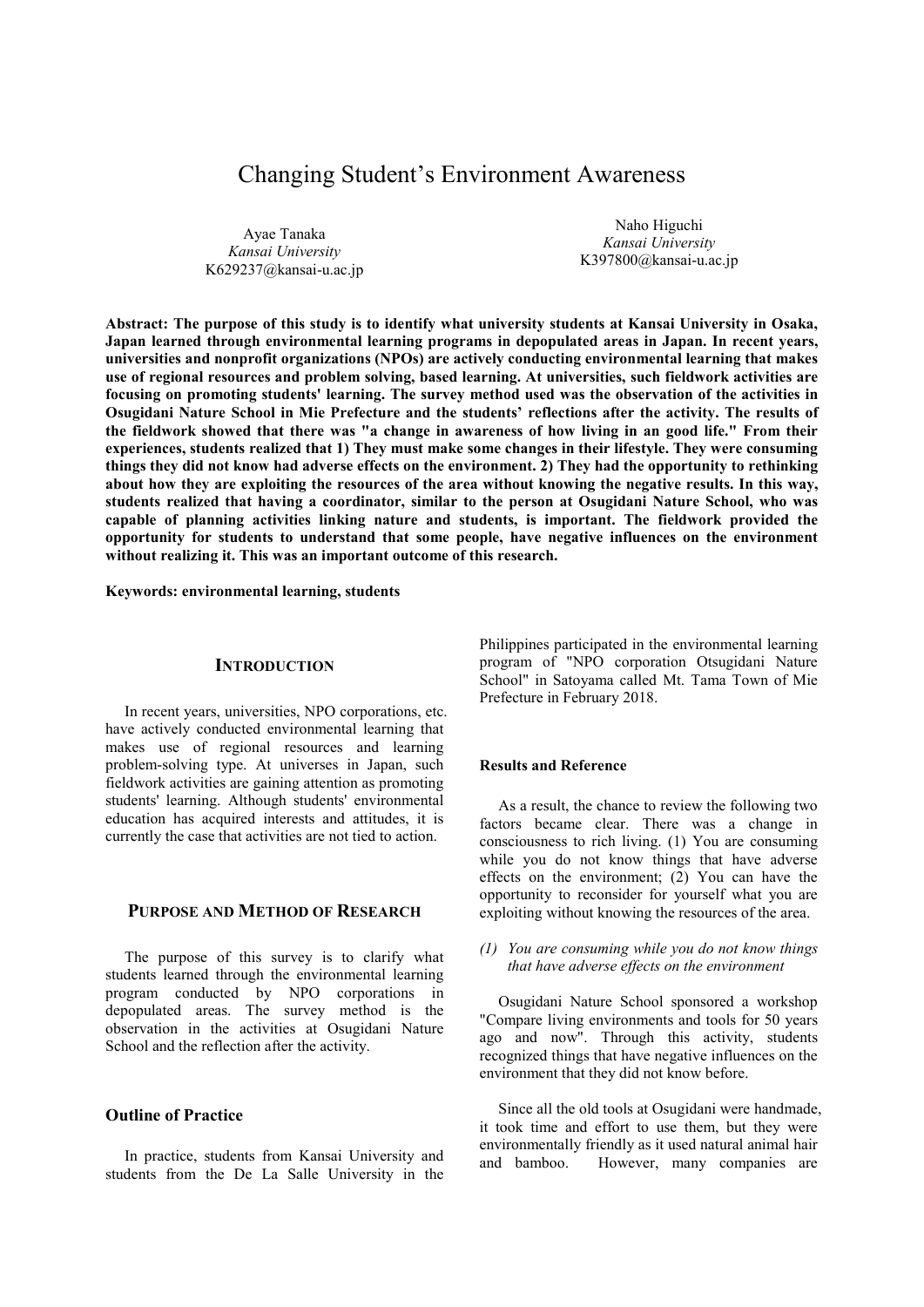# Changing Student's Environment Awareness

Ayae Tanaka
*Kansai University*
K629237@kansai-u.ac.jp

Naho Higuchi
*Kansai University*
K397800@kansai-u.ac.jp

**Abstract: The purpose of this study is to identify what university students at Kansai University in Osaka, Japan learned through environmental learning programs in depopulated areas in Japan. In recent years, universities and nonprofit organizations (NPOs) are actively conducting environmental learning that makes use of regional resources and problem solving, based learning. At universities, such fieldwork activities are focusing on promoting students' learning. The survey method used was the observation of the activities in Osugidani Nature School in Mie Prefecture and the students' reflections after the activity. The results of the fieldwork showed that there was "a change in awareness of how living in an good life." From their experiences, students realized that 1) They must make some changes in their lifestyle. They were consuming things they did not know had adverse effects on the environment. 2) They had the opportunity to rethinking about how they are exploiting the resources of the area without knowing the negative results. In this way, students realized that having a coordinator, similar to the person at Osugidani Nature School, who was capable of planning activities linking nature and students, is important. The fieldwork provided the opportunity for students to understand that some people, have negative influences on the environment without realizing it. This was an important outcome of this research.**

**Keywords: environmental learning, students**

## INTRODUCTION

In recent years, universities, NPO corporations, etc. have actively conducted environmental learning that makes use of regional resources and learning problem-solving type. At universes in Japan, such fieldwork activities are gaining attention as promoting students' learning. Although students' environmental education has acquired interests and attitudes, it is currently the case that activities are not tied to action.

## PURPOSE AND METHOD OF RESEARCH

The purpose of this survey is to clarify what students learned through the environmental learning program conducted by NPO corporations in depopulated areas. The survey method is the observation in the activities at Osugidani Nature School and the reflection after the activity.

### Outline of Practice

In practice, students from Kansai University and students from the De La Salle University in the Philippines participated in the environmental learning program of "NPO corporation Otsugidani Nature School" in Satoyama called Mt. Tama Town of Mie Prefecture in February 2018.

### Results and Reference

As a result, the chance to review the following two factors became clear. There was a change in consciousness to rich living. (1) You are consuming while you do not know things that have adverse effects on the environment; (2) You can have the opportunity to reconsider for yourself what you are exploiting without knowing the resources of the area.

*(1) You are consuming while you do not know things that have adverse effects on the environment*

Osugidani Nature School sponsored a workshop "Compare living environments and tools for 50 years ago and now". Through this activity, students recognized things that have negative influences on the environment that they did not know before.

Since all the old tools at Osugidani were handmade, it took time and effort to use them, but they were environmentally friendly as it used natural animal hair and bamboo. However, many companies are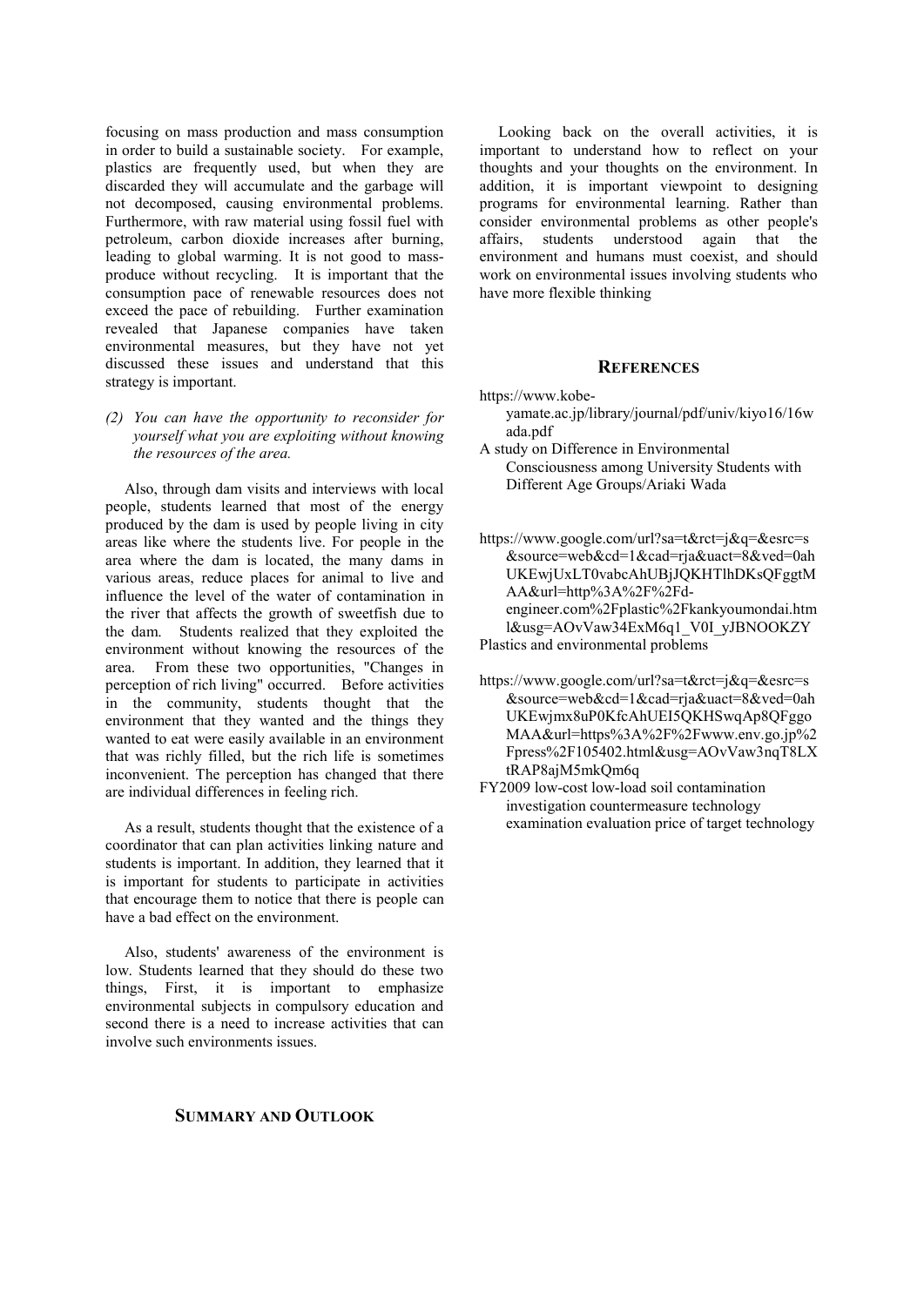focusing on mass production and mass consumption in order to build a sustainable society. For example, plastics are frequently used, but when they are discarded they will accumulate and the garbage will not decomposed, causing environmental problems. Furthermore, with raw material using fossil fuel with petroleum, carbon dioxide increases after burning, leading to global warming. It is not good to mass-produce without recycling. It is important that the consumption pace of renewable resources does not exceed the pace of rebuilding. Further examination revealed that Japanese companies have taken environmental measures, but they have not yet discussed these issues and understand that this strategy is important.

*(2) You can have the opportunity to reconsider for yourself what you are exploiting without knowing the resources of the area.*

Also, through dam visits and interviews with local people, students learned that most of the energy produced by the dam is used by people living in city areas like where the students live. For people in the area where the dam is located, the many dams in various areas, reduce places for animal to live and influence the level of the water of contamination in the river that affects the growth of sweetfish due to the dam. Students realized that they exploited the environment without knowing the resources of the area. From these two opportunities, "Changes in perception of rich living" occurred. Before activities in the community, students thought that the environment that they wanted and the things they wanted to eat were easily available in an environment that was richly filled, but the rich life is sometimes inconvenient. The perception has changed that there are individual differences in feeling rich.

As a result, students thought that the existence of a coordinator that can plan activities linking nature and students is important. In addition, they learned that it is important for students to participate in activities that encourage them to notice that there is people can have a bad effect on the environment.

Also, students' awareness of the environment is low. Students learned that they should do these two things, First, it is important to emphasize environmental subjects in compulsory education and second there is a need to increase activities that can involve such environments issues.

## SUMMARY AND OUTLOOK

Looking back on the overall activities, it is important to understand how to reflect on your thoughts and your thoughts on the environment. In addition, it is important viewpoint to designing programs for environmental learning. Rather than consider environmental problems as other people's affairs, students understood again that the environment and humans must coexist, and should work on environmental issues involving students who have more flexible thinking

## REFERENCES

https://www.kobe-yamate.ac.jp/library/journal/pdf/univ/kiyo16/16wada.pdf
A study on Difference in Environmental Consciousness among University Students with Different Age Groups/Ariaki Wada

https://www.google.com/url?sa=t&rct=j&q=&esrc=s&source=web&cd=1&cad=rja&uact=8&ved=0ahUKEwjUxLT0vabcAhUBjJQKHTlhDKsQFggtMAA&url=http%3A%2F%2Fd-engineer.com%2Fplastic%2Fkankyoumondai.html&usg=AOvVaw34ExM6q1_V0I_yJBNOOKZY
Plastics and environmental problems

https://www.google.com/url?sa=t&rct=j&q=&esrc=s&source=web&cd=1&cad=rja&uact=8&ved=0ahUKEwjmx8uP0KfcAhUEI5QKHSwqAp8QFggoMAA&url=https%3A%2F%2Fwww.env.go.jp%2Fpress%2F105402.html&usg=AOvVaw3nqT8LXtRAP8ajM5mkQm6q
FY2009 low-cost low-load soil contamination investigation countermeasure technology examination evaluation price of target technology